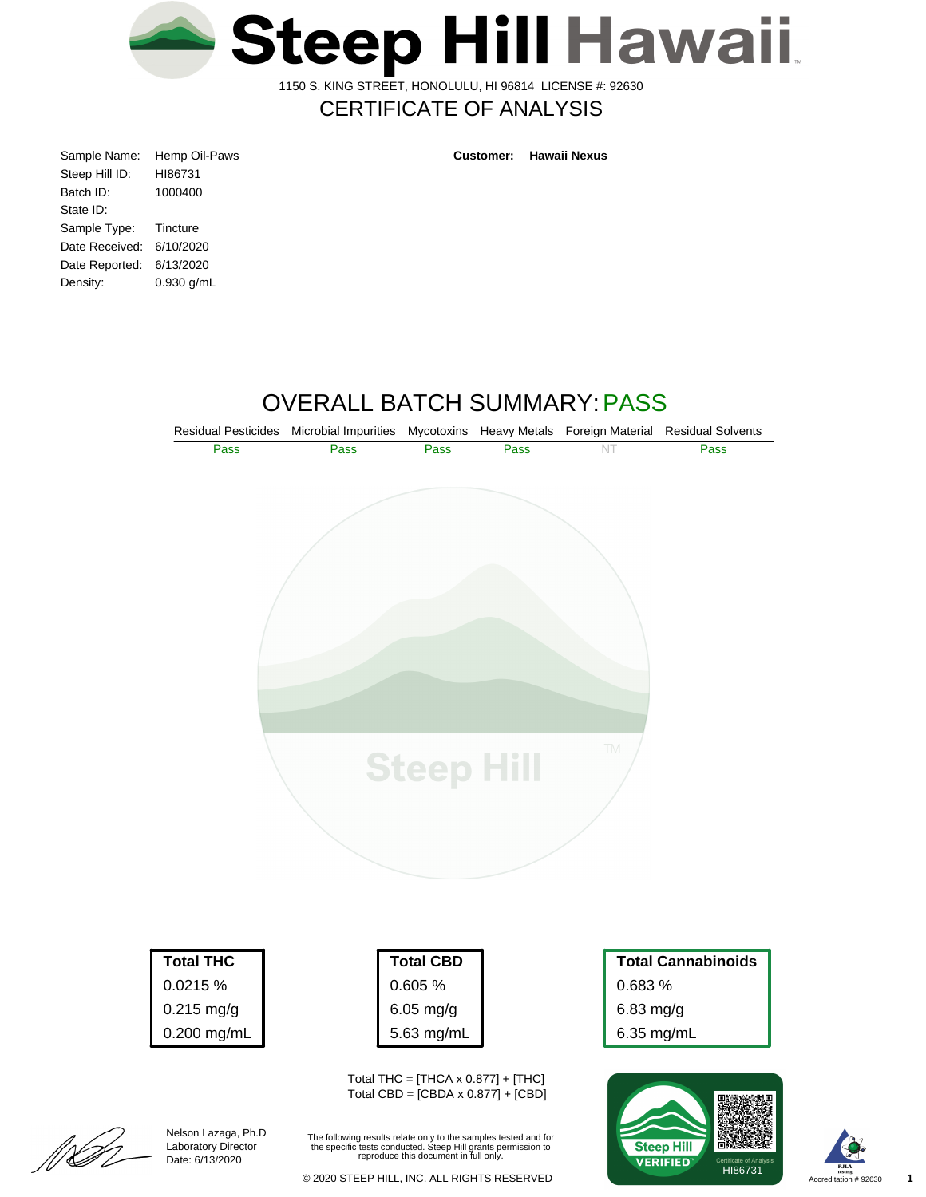# Steep Hill Hawaii

1150 S. KING STREET, HONOLULU, HI 96814 LICENSE #: 92630

## CERTIFICATE OF ANALYSIS

| | |
|---|---|
| Sample Name: | Hemp Oil-Paws |
| Steep Hill ID: | HI86731 |
| Batch ID: | 1000400 |
| State ID: | |
| Sample Type: | Tincture |
| Date Received: | 6/10/2020 |
| Date Reported: | 6/13/2020 |
| Density: | 0.930 g/mL |

**Customer:** **Hawaii Nexus**

## OVERALL BATCH SUMMARY: PASS

| Residual Pesticides | Microbial Impurities | Mycotoxins | Heavy Metals | Foreign Material | Residual Solvents |
|---|---|---|---|---|---|
| Pass | Pass | Pass | Pass | NT | Pass |

| Total THC | Total CBD | Total Cannabinoids |
|---|---|---|
| 0.0215 % | 0.605 % | 0.683 % |
| 0.215 mg/g | 6.05 mg/g | 6.83 mg/g |
| 0.200 mg/mL | 5.63 mg/mL | 6.35 mg/mL |

Total THC = [THCA x 0.877] + [THC]
Total CBD = [CBDA x 0.877] + [CBD]

Nelson Lazaga, Ph.D
Laboratory Director
Date: 6/13/2020

The following results relate only to the samples tested and for the specific tests conducted. Steep Hill grants permission to reproduce this document in full only.

© 2020 STEEP HILL, INC. ALL RIGHTS RESERVED

Steep Hill VERIFIED — Certificate of Analysis HI86731

Accreditation # 92630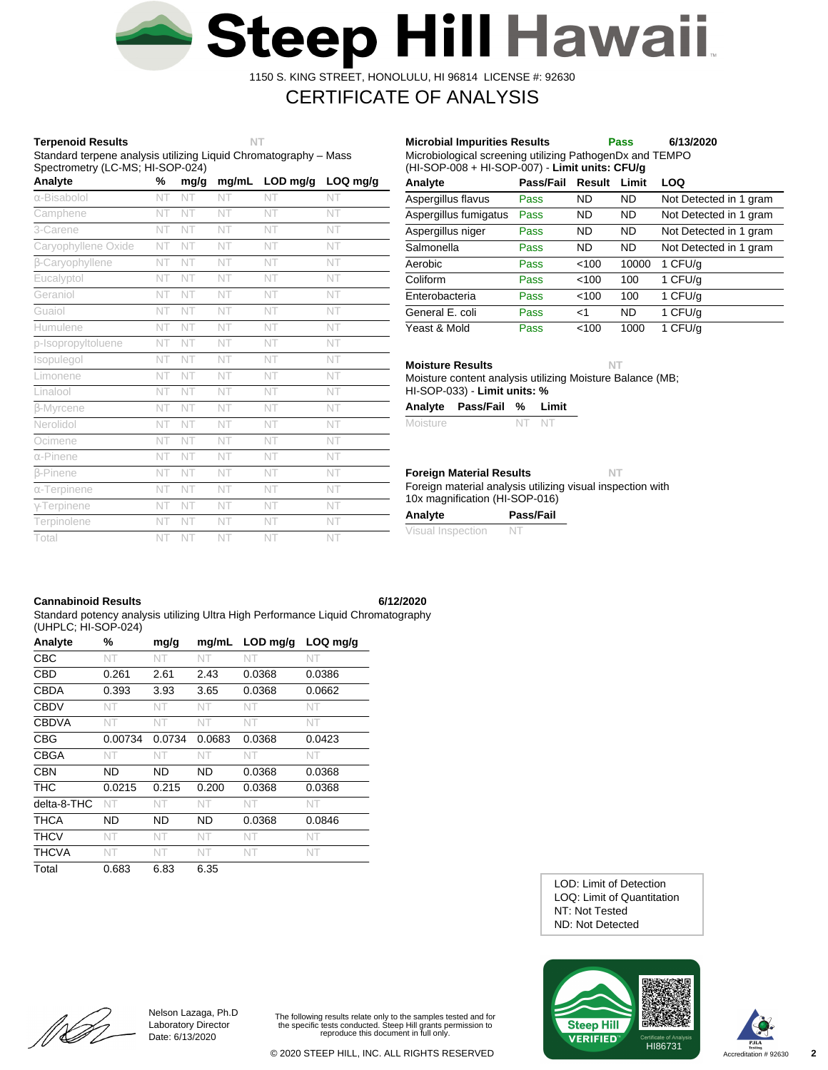# Steep Hill Hawaii

1150 S. KING STREET, HONOLULU, HI 96814 LICENSE #: 92630

## CERTIFICATE OF ANALYSIS

### Terpenoid Results NT

Standard terpene analysis utilizing Liquid Chromatography – Mass Spectrometry (LC-MS; HI-SOP-024)

| Analyte | % | mg/g | mg/mL | LOD mg/g | LOQ mg/g |
|---|---|---|---|---|---|
| α-Bisabolol | NT | NT | NT | NT | NT |
| Camphene | NT | NT | NT | NT | NT |
| 3-Carene | NT | NT | NT | NT | NT |
| Caryophyllene Oxide | NT | NT | NT | NT | NT |
| β-Caryophyllene | NT | NT | NT | NT | NT |
| Eucalyptol | NT | NT | NT | NT | NT |
| Geraniol | NT | NT | NT | NT | NT |
| Guaiol | NT | NT | NT | NT | NT |
| Humulene | NT | NT | NT | NT | NT |
| p-Isopropyltoluene | NT | NT | NT | NT | NT |
| Isopulegol | NT | NT | NT | NT | NT |
| Limonene | NT | NT | NT | NT | NT |
| Linalool | NT | NT | NT | NT | NT |
| β-Myrcene | NT | NT | NT | NT | NT |
| Nerolidol | NT | NT | NT | NT | NT |
| Ocimene | NT | NT | NT | NT | NT |
| α-Pinene | NT | NT | NT | NT | NT |
| β-Pinene | NT | NT | NT | NT | NT |
| α-Terpinene | NT | NT | NT | NT | NT |
| γ-Terpinene | NT | NT | NT | NT | NT |
| Terpinolene | NT | NT | NT | NT | NT |
| Total | NT | NT | NT | NT | NT |

### Microbial Impurities Results Pass 6/13/2020

Microbiological screening utilizing PathogenDx and TEMPO (HI-SOP-008 + HI-SOP-007) - **Limit units: CFU/g**

| Analyte | Pass/Fail | Result | Limit | LOQ |
|---|---|---|---|---|
| Aspergillus flavus | Pass | ND | ND | Not Detected in 1 gram |
| Aspergillus fumigatus | Pass | ND | ND | Not Detected in 1 gram |
| Aspergillus niger | Pass | ND | ND | Not Detected in 1 gram |
| Salmonella | Pass | ND | ND | Not Detected in 1 gram |
| Aerobic | Pass | <100 | 10000 | 1 CFU/g |
| Coliform | Pass | <100 | 100 | 1 CFU/g |
| Enterobacteria | Pass | <100 | 100 | 1 CFU/g |
| General E. coli | Pass | <1 | ND | 1 CFU/g |
| Yeast & Mold | Pass | <100 | 1000 | 1 CFU/g |

### Moisture Results NT

Moisture content analysis utilizing Moisture Balance (MB; HI-SOP-033) - **Limit units: %**

| Analyte | Pass/Fail | % | Limit |
|---|---|---|---|
| Moisture | | NT | NT |

### Foreign Material Results NT

Foreign material analysis utilizing visual inspection with 10x magnification (HI-SOP-016)

| Analyte | Pass/Fail |
|---|---|
| Visual Inspection | NT |

### Cannabinoid Results 6/12/2020

Standard potency analysis utilizing Ultra High Performance Liquid Chromatography (UHPLC; HI-SOP-024)

| Analyte | % | mg/g | mg/mL | LOD mg/g | LOQ mg/g |
|---|---|---|---|---|---|
| CBC | NT | NT | NT | NT | NT |
| CBD | 0.261 | 2.61 | 2.43 | 0.0368 | 0.0386 |
| CBDA | 0.393 | 3.93 | 3.65 | 0.0368 | 0.0662 |
| CBDV | NT | NT | NT | NT | NT |
| CBDVA | NT | NT | NT | NT | NT |
| CBG | 0.00734 | 0.0734 | 0.0683 | 0.0368 | 0.0423 |
| CBGA | NT | NT | NT | NT | NT |
| CBN | ND | ND | ND | 0.0368 | 0.0368 |
| THC | 0.0215 | 0.215 | 0.200 | 0.0368 | 0.0368 |
| delta-8-THC | NT | NT | NT | NT | NT |
| THCA | ND | ND | ND | 0.0368 | 0.0846 |
| THCV | NT | NT | NT | NT | NT |
| THCVA | NT | NT | NT | NT | NT |
| Total | 0.683 | 6.83 | 6.35 | | |

LOD: Limit of Detection
LOQ: Limit of Quantitation
NT: Not Tested
ND: Not Detected

Nelson Lazaga, Ph.D
Laboratory Director
Date: 6/13/2020

The following results relate only to the samples tested and for the specific tests conducted. Steep Hill grants permission to reproduce this document in full only.

© 2020 STEEP HILL, INC. ALL RIGHTS RESERVED

Steep Hill VERIFIED — Certificate of Analysis HI86731

PJLA Testing Accreditation # 92630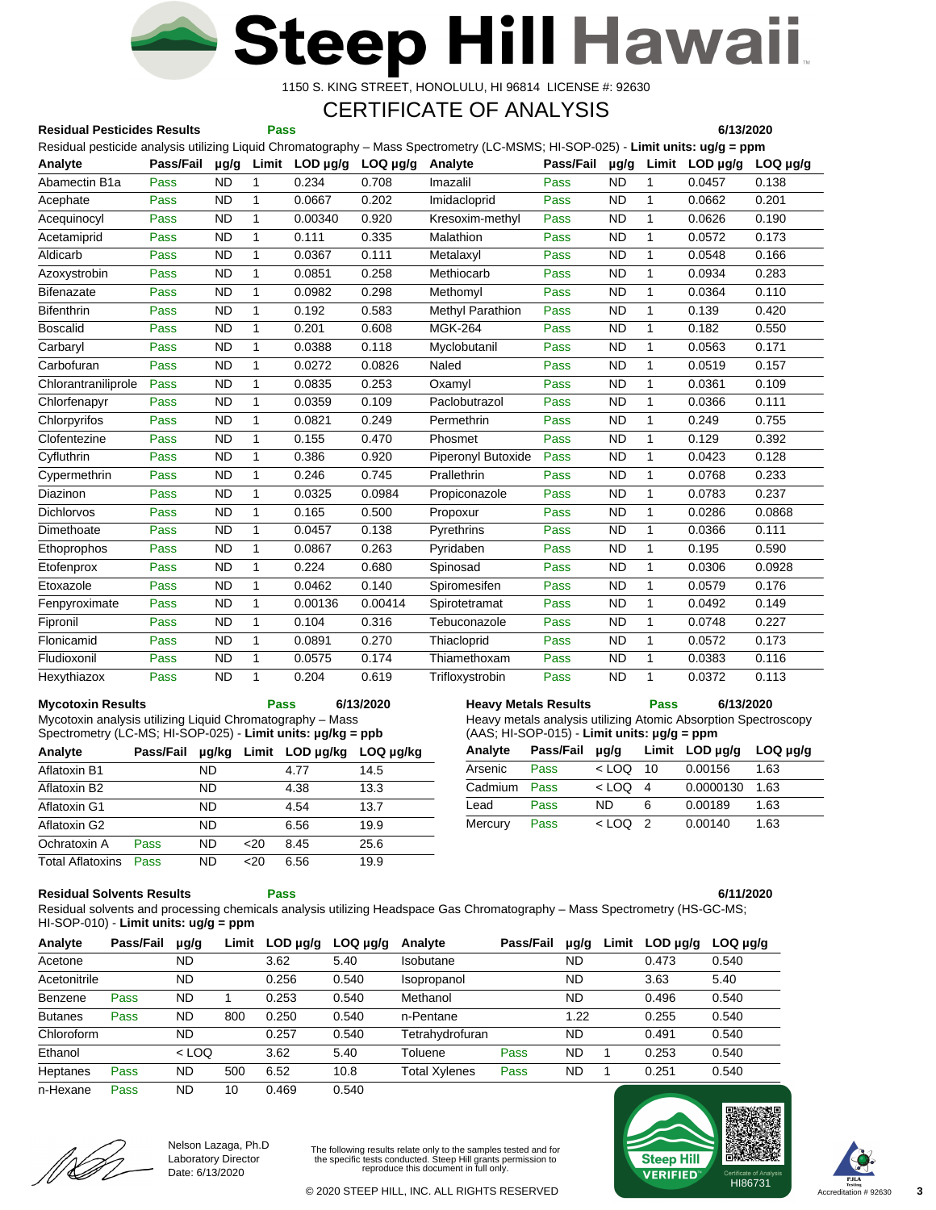# Steep Hill Hawaii

1150 S. KING STREET, HONOLULU, HI 96814 LICENSE #: 92630

## CERTIFICATE OF ANALYSIS

### Residual Pesticides Results — Pass — 6/13/2020

Residual pesticide analysis utilizing Liquid Chromatography – Mass Spectrometry (LC-MSMS; HI-SOP-025) - **Limit units: ug/g = ppm**

| Analyte | Pass/Fail | µg/g | Limit | LOD µg/g | LOQ µg/g | Analyte | Pass/Fail | µg/g | Limit | LOD µg/g | LOQ µg/g |
|---|---|---|---|---|---|---|---|---|---|---|---|
| Abamectin B1a | Pass | ND | 1 | 0.234 | 0.708 | Imazalil | Pass | ND | 1 | 0.0457 | 0.138 |
| Acephate | Pass | ND | 1 | 0.0667 | 0.202 | Imidacloprid | Pass | ND | 1 | 0.0662 | 0.201 |
| Acequinocyl | Pass | ND | 1 | 0.00340 | 0.920 | Kresoxim-methyl | Pass | ND | 1 | 0.0626 | 0.190 |
| Acetamiprid | Pass | ND | 1 | 0.111 | 0.335 | Malathion | Pass | ND | 1 | 0.0572 | 0.173 |
| Aldicarb | Pass | ND | 1 | 0.0367 | 0.111 | Metalaxyl | Pass | ND | 1 | 0.0548 | 0.166 |
| Azoxystrobin | Pass | ND | 1 | 0.0851 | 0.258 | Methiocarb | Pass | ND | 1 | 0.0934 | 0.283 |
| Bifenazate | Pass | ND | 1 | 0.0982 | 0.298 | Methomyl | Pass | ND | 1 | 0.0364 | 0.110 |
| Bifenthrin | Pass | ND | 1 | 0.192 | 0.583 | Methyl Parathion | Pass | ND | 1 | 0.139 | 0.420 |
| Boscalid | Pass | ND | 1 | 0.201 | 0.608 | MGK-264 | Pass | ND | 1 | 0.182 | 0.550 |
| Carbaryl | Pass | ND | 1 | 0.0388 | 0.118 | Myclobutanil | Pass | ND | 1 | 0.0563 | 0.171 |
| Carbofuran | Pass | ND | 1 | 0.0272 | 0.0826 | Naled | Pass | ND | 1 | 0.0519 | 0.157 |
| Chlorantraniliprole | Pass | ND | 1 | 0.0835 | 0.253 | Oxamyl | Pass | ND | 1 | 0.0361 | 0.109 |
| Chlorfenapyr | Pass | ND | 1 | 0.0359 | 0.109 | Paclobutrazol | Pass | ND | 1 | 0.0366 | 0.111 |
| Chlorpyrifos | Pass | ND | 1 | 0.0821 | 0.249 | Permethrin | Pass | ND | 1 | 0.249 | 0.755 |
| Clofentezine | Pass | ND | 1 | 0.155 | 0.470 | Phosmet | Pass | ND | 1 | 0.129 | 0.392 |
| Cyfluthrin | Pass | ND | 1 | 0.386 | 0.920 | Piperonyl Butoxide | Pass | ND | 1 | 0.0423 | 0.128 |
| Cypermethrin | Pass | ND | 1 | 0.246 | 0.745 | Prallethrin | Pass | ND | 1 | 0.0768 | 0.233 |
| Diazinon | Pass | ND | 1 | 0.0325 | 0.0984 | Propiconazole | Pass | ND | 1 | 0.0783 | 0.237 |
| Dichlorvos | Pass | ND | 1 | 0.165 | 0.500 | Propoxur | Pass | ND | 1 | 0.0286 | 0.0868 |
| Dimethoate | Pass | ND | 1 | 0.0457 | 0.138 | Pyrethrins | Pass | ND | 1 | 0.0366 | 0.111 |
| Ethoprophos | Pass | ND | 1 | 0.0867 | 0.263 | Pyridaben | Pass | ND | 1 | 0.195 | 0.590 |
| Etofenprox | Pass | ND | 1 | 0.224 | 0.680 | Spinosad | Pass | ND | 1 | 0.0306 | 0.0928 |
| Etoxazole | Pass | ND | 1 | 0.0462 | 0.140 | Spiromesifen | Pass | ND | 1 | 0.0579 | 0.176 |
| Fenpyroximate | Pass | ND | 1 | 0.00136 | 0.00414 | Spirotetramat | Pass | ND | 1 | 0.0492 | 0.149 |
| Fipronil | Pass | ND | 1 | 0.104 | 0.316 | Tebuconazole | Pass | ND | 1 | 0.0748 | 0.227 |
| Flonicamid | Pass | ND | 1 | 0.0891 | 0.270 | Thiacloprid | Pass | ND | 1 | 0.0572 | 0.173 |
| Fludioxonil | Pass | ND | 1 | 0.0575 | 0.174 | Thiamethoxam | Pass | ND | 1 | 0.0383 | 0.116 |
| Hexythiazox | Pass | ND | 1 | 0.204 | 0.619 | Trifloxystrobin | Pass | ND | 1 | 0.0372 | 0.113 |

### Mycotoxin Results — Pass — 6/13/2020

Mycotoxin analysis utilizing Liquid Chromatography – Mass Spectrometry (LC-MS; HI-SOP-025) - **Limit units: µg/kg = ppb**

| Analyte | Pass/Fail | µg/kg | Limit | LOD µg/kg | LOQ µg/kg |
|---|---|---|---|---|---|
| Aflatoxin B1 | | ND | | 4.77 | 14.5 |
| Aflatoxin B2 | | ND | | 4.38 | 13.3 |
| Aflatoxin G1 | | ND | | 4.54 | 13.7 |
| Aflatoxin G2 | | ND | | 6.56 | 19.9 |
| Ochratoxin A | Pass | ND | <20 | 8.45 | 25.6 |
| Total Aflatoxins | Pass | ND | <20 | 6.56 | 19.9 |

### Heavy Metals Results — Pass — 6/13/2020

Heavy metals analysis utilizing Atomic Absorption Spectroscopy (AAS; HI-SOP-015) - **Limit units: µg/g = ppm**

| Analyte | Pass/Fail | µg/g | Limit | LOD µg/g | LOQ µg/g |
|---|---|---|---|---|---|
| Arsenic | Pass | < LOQ | 10 | 0.00156 | 1.63 |
| Cadmium | Pass | < LOQ | 4 | 0.0000130 | 1.63 |
| Lead | Pass | ND | 6 | 0.00189 | 1.63 |
| Mercury | Pass | < LOQ | 2 | 0.00140 | 1.63 |

### Residual Solvents Results — Pass — 6/11/2020

Residual solvents and processing chemicals analysis utilizing Headspace Gas Chromatography – Mass Spectrometry (HS-GC-MS; HI-SOP-010) - **Limit units: ug/g = ppm**

| Analyte | Pass/Fail | µg/g | Limit | LOD µg/g | LOQ µg/g | Analyte | Pass/Fail | µg/g | Limit | LOD µg/g | LOQ µg/g |
|---|---|---|---|---|---|---|---|---|---|---|---|
| Acetone | | ND | | 3.62 | 5.40 | Isobutane | | ND | | 0.473 | 0.540 |
| Acetonitrile | | ND | | 0.256 | 0.540 | Isopropanol | | ND | | 3.63 | 5.40 |
| Benzene | Pass | ND | 1 | 0.253 | 0.540 | Methanol | | ND | | 0.496 | 0.540 |
| Butanes | Pass | ND | 800 | 0.250 | 0.540 | n-Pentane | | 1.22 | | 0.255 | 0.540 |
| Chloroform | | ND | | 0.257 | 0.540 | Tetrahydrofuran | | ND | | 0.491 | 0.540 |
| Ethanol | | < LOQ | | 3.62 | 5.40 | Toluene | Pass | ND | 1 | 0.253 | 0.540 |
| Heptanes | Pass | ND | 500 | 6.52 | 10.8 | Total Xylenes | Pass | ND | 1 | 0.251 | 0.540 |
| n-Hexane | Pass | ND | 10 | 0.469 | 0.540 | | | | | | |

Nelson Lazaga, Ph.D
Laboratory Director
Date: 6/13/2020

The following results relate only to the samples tested and for the specific tests conducted. Steep Hill grants permission to reproduce this document in full only.

© 2020 STEEP HILL, INC. ALL RIGHTS RESERVED

Steep Hill VERIFIED — Certificate of Analysis HI86731

PJLA Testing Accreditation # 92630